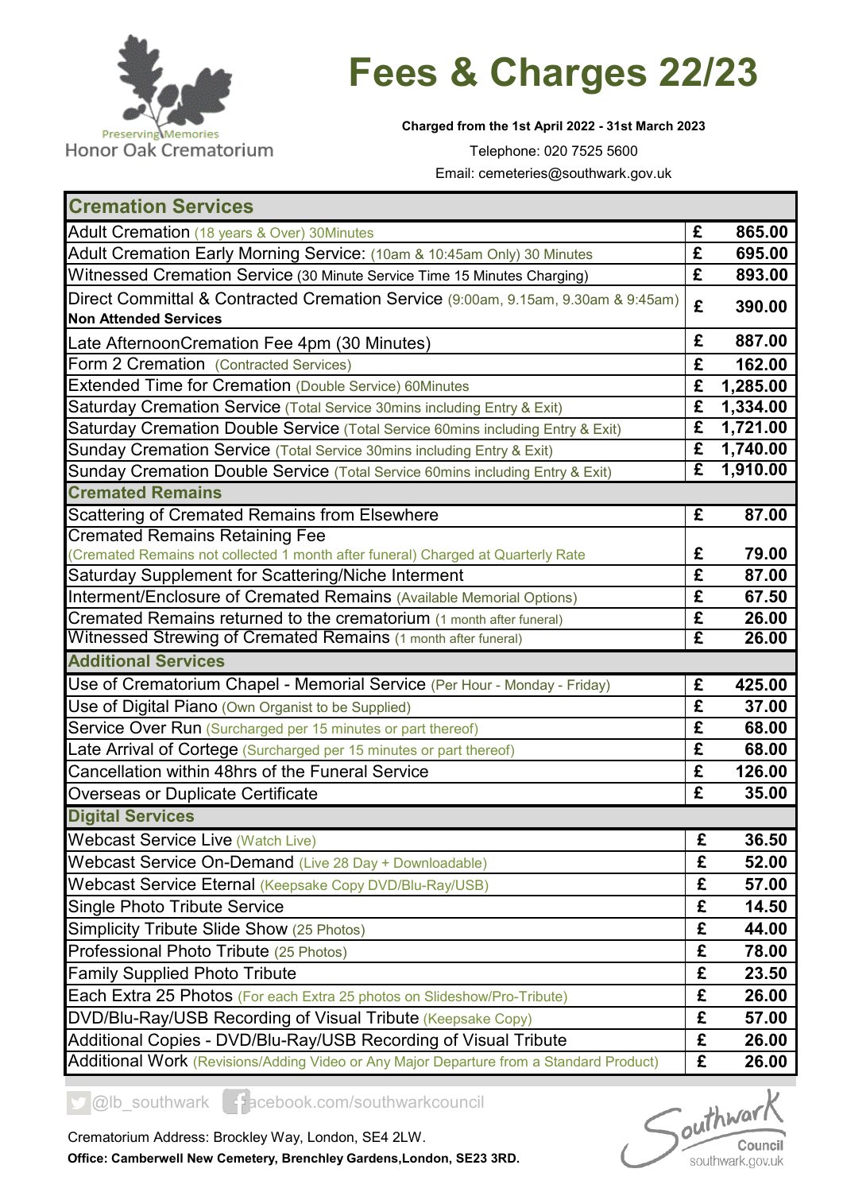Preserving Memories
Honor Oak Crematorium

# Fees & Charges 22/23

**Charged from the 1st April 2022 - 31st March 2023**

Telephone: 020 7525 5600

Email: cemeteries@southwark.gov.uk

| **Cremation Services** | | |
|---|---|---|
| Adult Cremation (18 years & Over) 30Minutes | £ | 865.00 |
| Adult Cremation Early Morning Service: (10am & 10:45am Only) 30 Minutes | £ | 695.00 |
| Witnessed Cremation Service (30 Minute Service Time 15 Minutes Charging) | £ | 893.00 |
| Direct Committal & Contracted Cremation Service (9:00am, 9.15am, 9.30am & 9:45am) **Non Attended Services** | £ | 390.00 |
| Late AfternoonCremation Fee 4pm (30 Minutes) | £ | 887.00 |
| Form 2 Cremation (Contracted Services) | £ | 162.00 |
| Extended Time for Cremation (Double Service) 60Minutes | £ | 1,285.00 |
| Saturday Cremation Service (Total Service 30mins including Entry & Exit) | £ | 1,334.00 |
| Saturday Cremation Double Service (Total Service 60mins including Entry & Exit) | £ | 1,721.00 |
| Sunday Cremation Service (Total Service 30mins including Entry & Exit) | £ | 1,740.00 |
| Sunday Cremation Double Service (Total Service 60mins including Entry & Exit) | £ | 1,910.00 |
| **Cremated Remains** | | |
| Scattering of Cremated Remains from Elsewhere | £ | 87.00 |
| Cremated Remains Retaining Fee (Cremated Remains not collected 1 month after funeral) Charged at Quarterly Rate | £ | 79.00 |
| Saturday Supplement for Scattering/Niche Interment | £ | 87.00 |
| Interment/Enclosure of Cremated Remains (Available Memorial Options) | £ | 67.50 |
| Cremated Remains returned to the crematorium (1 month after funeral) | £ | 26.00 |
| Witnessed Strewing of Cremated Remains (1 month after funeral) | £ | 26.00 |
| **Additional Services** | | |
| Use of Crematorium Chapel - Memorial Service (Per Hour - Monday - Friday) | £ | 425.00 |
| Use of Digital Piano (Own Organist to be Supplied) | £ | 37.00 |
| Service Over Run (Surcharged per 15 minutes or part thereof) | £ | 68.00 |
| Late Arrival of Cortege (Surcharged per 15 minutes or part thereof) | £ | 68.00 |
| Cancellation within 48hrs of the Funeral Service | £ | 126.00 |
| Overseas or Duplicate Certificate | £ | 35.00 |
| **Digital Services** | | |
| Webcast Service Live (Watch Live) | £ | 36.50 |
| Webcast Service On-Demand (Live 28 Day + Downloadable) | £ | 52.00 |
| Webcast Service Eternal (Keepsake Copy DVD/Blu-Ray/USB) | £ | 57.00 |
| Single Photo Tribute Service | £ | 14.50 |
| Simplicity Tribute Slide Show (25 Photos) | £ | 44.00 |
| Professional Photo Tribute (25 Photos) | £ | 78.00 |
| Family Supplied Photo Tribute | £ | 23.50 |
| Each Extra 25 Photos (For each Extra 25 photos on Slideshow/Pro-Tribute) | £ | 26.00 |
| DVD/Blu-Ray/USB Recording of Visual Tribute (Keepsake Copy) | £ | 57.00 |
| Additional Copies - DVD/Blu-Ray/USB Recording of Visual Tribute | £ | 26.00 |
| Additional Work (Revisions/Adding Video or Any Major Departure from a Standard Product) | £ | 26.00 |

@lb_southwark facebook.com/southwarkcouncil

Crematorium Address: Brockley Way, London, SE4 2LW.

**Office: Camberwell New Cemetery, Brenchley Gardens,London, SE23 3RD.**

Southwark Council
southwark.gov.uk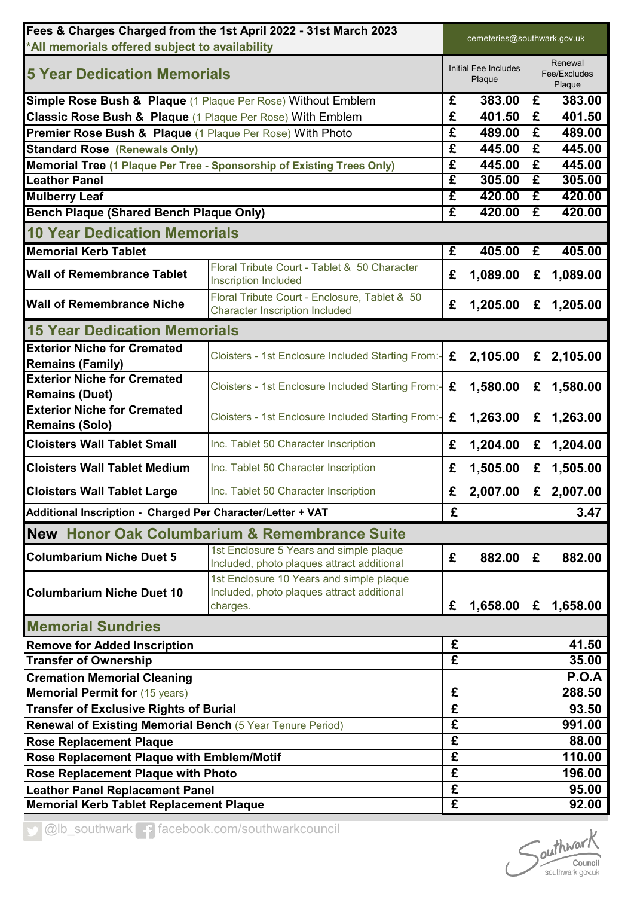# Fees & Charges Charged from the 1st April 2022 - 31st March 2023

*All memorials offered subject to availability

cemeteries@southwark.gov.uk

| 5 Year Dedication Memorials | | Initial Fee Includes Plaque | Renewal Fee/Excludes Plaque |
|---|---|---|---|
| **Simple Rose Bush & Plaque** (1 Plaque Per Rose) Without Emblem | | £ 383.00 | £ 383.00 |
| **Classic Rose Bush & Plaque** (1 Plaque Per Rose) With Emblem | | £ 401.50 | £ 401.50 |
| **Premier Rose Bush & Plaque** (1 Plaque Per Rose) With Photo | | £ 489.00 | £ 489.00 |
| **Standard Rose (Renewals Only)** | | £ 445.00 | £ 445.00 |
| **Memorial Tree** (1 Plaque Per Tree - Sponsorship of Existing Trees Only) | | £ 445.00 | £ 445.00 |
| **Leather Panel** | | £ 305.00 | £ 305.00 |
| **Mulberry Leaf** | | £ 420.00 | £ 420.00 |
| **Bench Plaque (Shared Bench Plaque Only)** | | £ 420.00 | £ 420.00 |
| **10 Year Dedication Memorials** | | | |
| **Memorial Kerb Tablet** | | £ 405.00 | £ 405.00 |
| **Wall of Remembrance Tablet** | Floral Tribute Court - Tablet & 50 Character Inscription Included | £ 1,089.00 | £ 1,089.00 |
| **Wall of Remembrance Niche** | Floral Tribute Court - Enclosure, Tablet & 50 Character Inscription Included | £ 1,205.00 | £ 1,205.00 |
| **15 Year Dedication Memorials** | | | |
| **Exterior Niche for Cremated Remains (Family)** | Cloisters - 1st Enclosure Included Starting From:- | £ 2,105.00 | £ 2,105.00 |
| **Exterior Niche for Cremated Remains (Duet)** | Cloisters - 1st Enclosure Included Starting From:- | £ 1,580.00 | £ 1,580.00 |
| **Exterior Niche for Cremated Remains (Solo)** | Cloisters - 1st Enclosure Included Starting From:- | £ 1,263.00 | £ 1,263.00 |
| **Cloisters Wall Tablet Small** | Inc. Tablet 50 Character Inscription | £ 1,204.00 | £ 1,204.00 |
| **Cloisters Wall Tablet Medium** | Inc. Tablet 50 Character Inscription | £ 1,505.00 | £ 1,505.00 |
| **Cloisters Wall Tablet Large** | Inc. Tablet 50 Character Inscription | £ 2,007.00 | £ 2,007.00 |
| **Additional Inscription - Charged Per Character/Letter + VAT** | | £ 3.47 | |
| **New Honor Oak Columbarium & Remembrance Suite** | | | |
| **Columbarium Niche Duet 5** | 1st Enclosure 5 Years and simple plaque Included, photo plaques attract additional | £ 882.00 | £ 882.00 |
| **Columbarium Niche Duet 10** | 1st Enclosure 10 Years and simple plaque Included, photo plaques attract additional charges. | £ 1,658.00 | £ 1,658.00 |
| **Memorial Sundries** | | | |
| **Remove for Added Inscription** | | £ 41.50 | |
| **Transfer of Ownership** | | £ 35.00 | |
| **Cremation Memorial Cleaning** | | P.O.A | |
| **Memorial Permit for** (15 years) | | £ 288.50 | |
| **Transfer of Exclusive Rights of Burial** | | £ 93.50 | |
| **Renewal of Existing Memorial Bench** (5 Year Tenure Period) | | £ 991.00 | |
| **Rose Replacement Plaque** | | £ 88.00 | |
| **Rose Replacement Plaque with Emblem/Motif** | | £ 110.00 | |
| **Rose Replacement Plaque with Photo** | | £ 196.00 | |
| **Leather Panel Replacement Panel** | | £ 95.00 | |
| **Memorial Kerb Tablet Replacement Plaque** | | £ 92.00 | |

@lb_southwark facebook.com/southwarkcouncil

Southwark Council southwark.gov.uk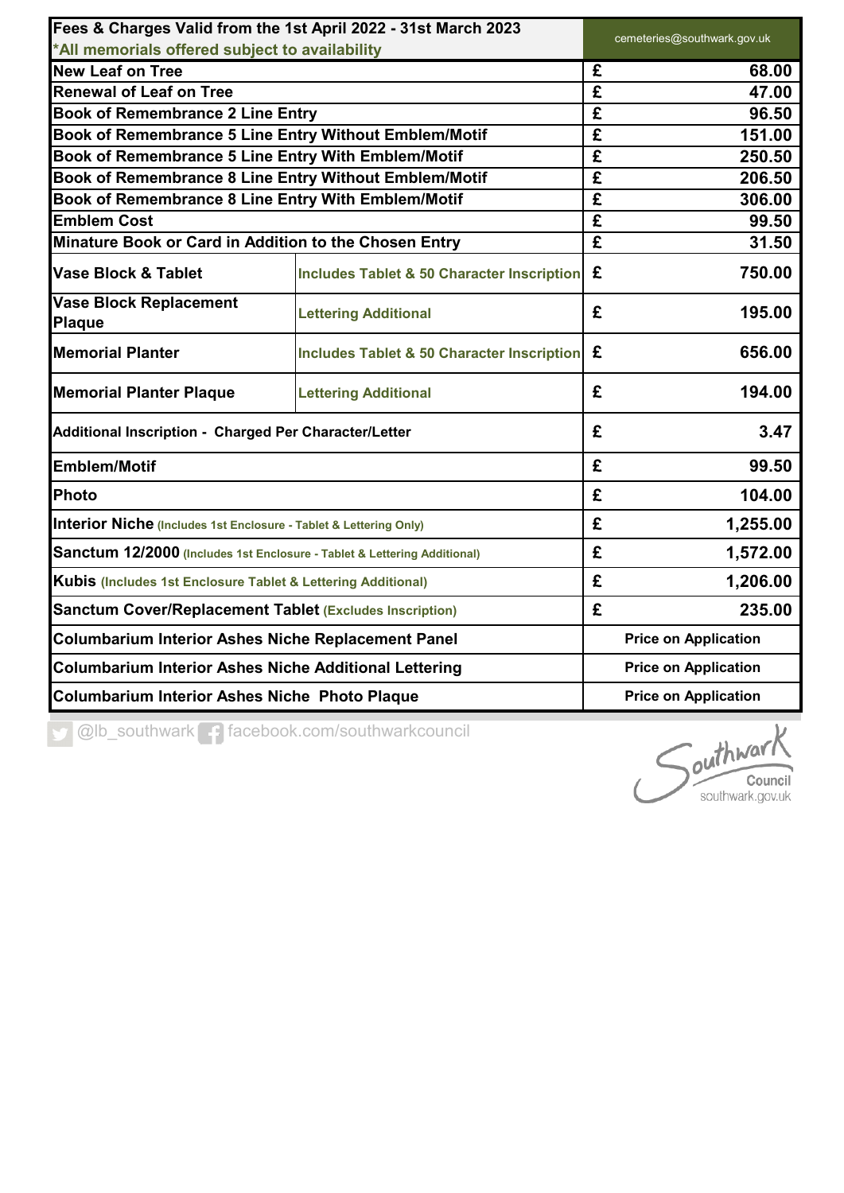| Fees & Charges Valid from the 1st April 2022 - 31st March 2023<br>*All memorials offered subject to availability | | cemeteries@southwark.gov.uk | |
|---|---|---|---|
| New Leaf on Tree | | £ | 68.00 |
| Renewal of Leaf on Tree | | £ | 47.00 |
| Book of Remembrance 2 Line Entry | | £ | 96.50 |
| Book of Remembrance 5 Line Entry Without Emblem/Motif | | £ | 151.00 |
| Book of Remembrance 5 Line Entry With Emblem/Motif | | £ | 250.50 |
| Book of Remembrance 8 Line Entry Without Emblem/Motif | | £ | 206.50 |
| Book of Remembrance 8 Line Entry With Emblem/Motif | | £ | 306.00 |
| Emblem Cost | | £ | 99.50 |
| Minature Book or Card in Addition to the Chosen Entry | | £ | 31.50 |
| Vase Block & Tablet | Includes Tablet & 50 Character Inscription | £ | 750.00 |
| Vase Block Replacement Plaque | Lettering Additional | £ | 195.00 |
| Memorial Planter | Includes Tablet & 50 Character Inscription | £ | 656.00 |
| Memorial Planter Plaque | Lettering Additional | £ | 194.00 |
| Additional Inscription - Charged Per Character/Letter | | £ | 3.47 |
| Emblem/Motif | | £ | 99.50 |
| Photo | | £ | 104.00 |
| Interior Niche (Includes 1st Enclosure - Tablet & Lettering Only) | | £ | 1,255.00 |
| Sanctum 12/2000 (Includes 1st Enclosure - Tablet & Lettering Additional) | | £ | 1,572.00 |
| Kubis (Includes 1st Enclosure Tablet & Lettering Additional) | | £ | 1,206.00 |
| Sanctum Cover/Replacement Tablet (Excludes Inscription) | | £ | 235.00 |
| Columbarium Interior Ashes Niche Replacement Panel | | Price on Application | |
| Columbarium Interior Ashes Niche Additional Lettering | | Price on Application | |
| Columbarium Interior Ashes Niche Photo Plaque | | Price on Application | |

@lb_southwark facebook.com/southwarkcouncil

Southwark Council
southwark.gov.uk